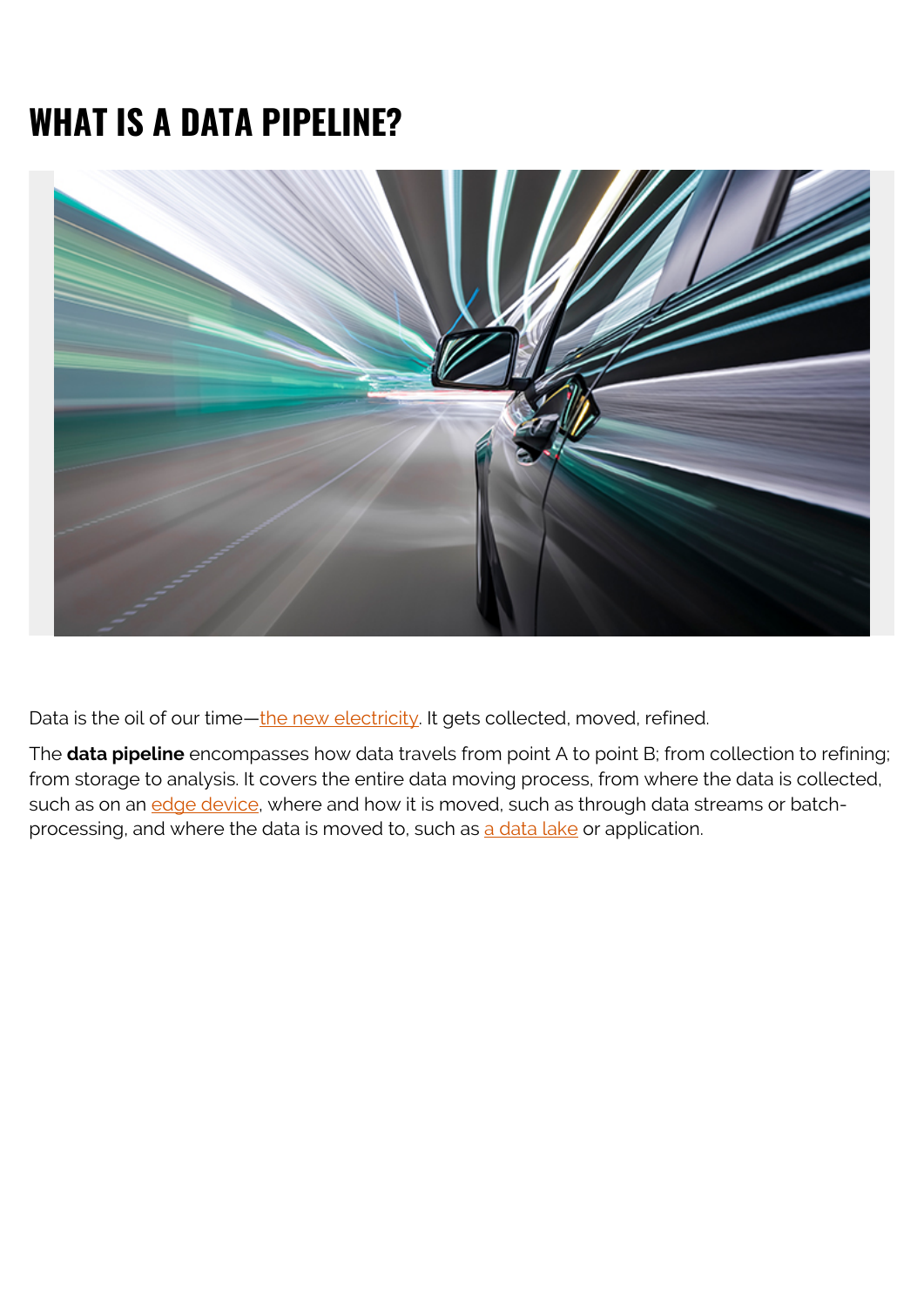# WHAT IS A DATA PIPELINE?

Data is the oil of our time—the new electricity. It gets collected, moved, refined.

The **data pipeline** encompasses how data travels from point A to point B; from collection to refining; from storage to analysis. It covers the entire data moving process, from where the data is collected, such as on an edge device, where and how it is moved, such as through data streams or batch-processing, and where the data is moved to, such as a data lake or application.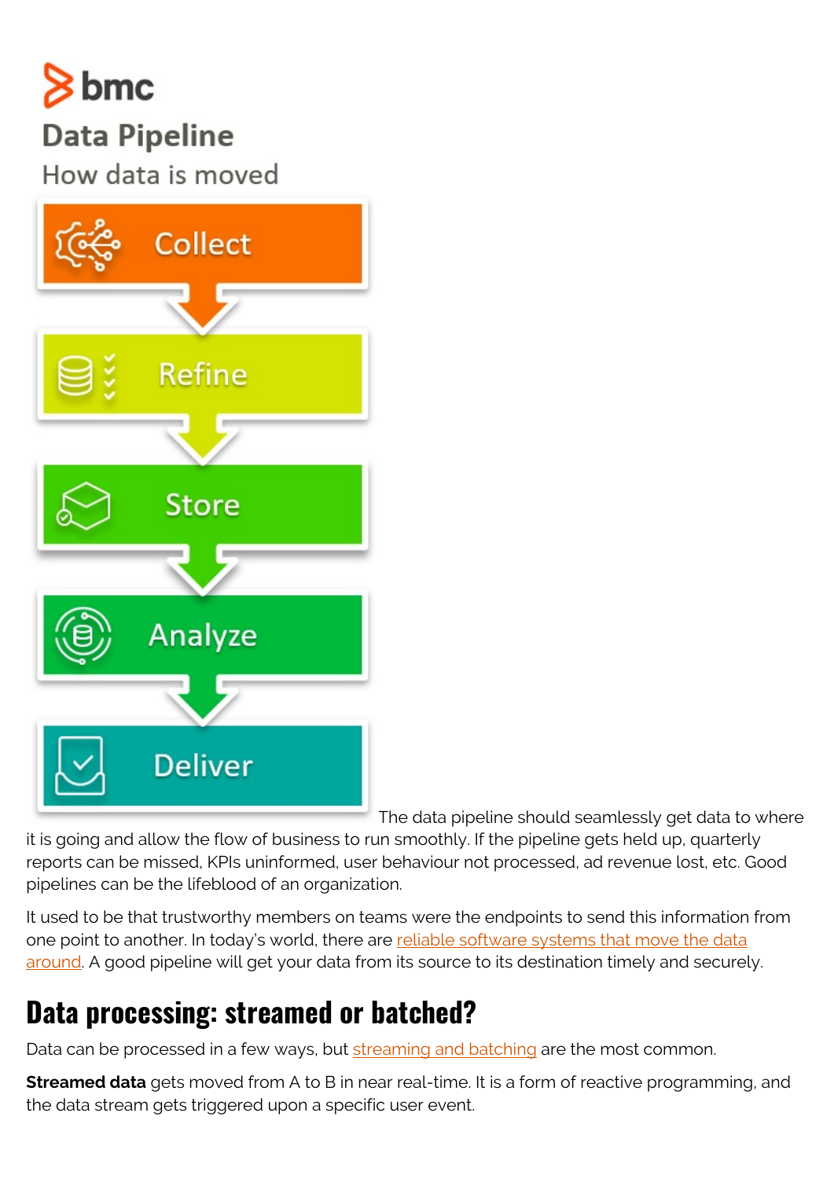bmc

Data Pipeline

How data is moved

Collect

Refine

Store

Analyze

Deliver

The data pipeline should seamlessly get data to where it is going and allow the flow of business to run smoothly. If the pipeline gets held up, quarterly reports can be missed, KPIs uninformed, user behaviour not processed, ad revenue lost, etc. Good pipelines can be the lifeblood of an organization.

It used to be that trustworthy members on teams were the endpoints to send this information from one point to another. In today's world, there are [reliable software systems that move the data around](). A good pipeline will get your data from its source to its destination timely and securely.

## Data processing: streamed or batched?

Data can be processed in a few ways, but [streaming and batching]() are the most common.

**Streamed data** gets moved from A to B in near real-time. It is a form of reactive programming, and the data stream gets triggered upon a specific user event.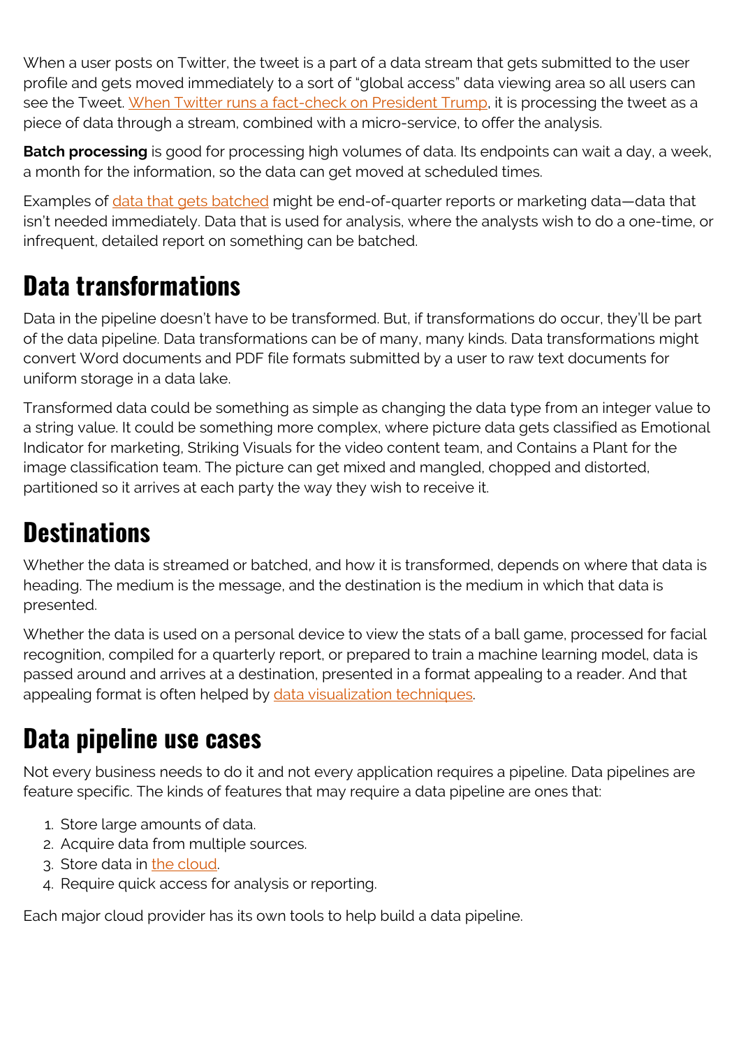When a user posts on Twitter, the tweet is a part of a data stream that gets submitted to the user profile and gets moved immediately to a sort of "global access" data viewing area so all users can see the Tweet. When Twitter runs a fact-check on President Trump, it is processing the tweet as a piece of data through a stream, combined with a micro-service, to offer the analysis.

**Batch processing** is good for processing high volumes of data. Its endpoints can wait a day, a week, a month for the information, so the data can get moved at scheduled times.

Examples of data that gets batched might be end-of-quarter reports or marketing data—data that isn't needed immediately. Data that is used for analysis, where the analysts wish to do a one-time, or infrequent, detailed report on something can be batched.

## Data transformations

Data in the pipeline doesn't have to be transformed. But, if transformations do occur, they'll be part of the data pipeline. Data transformations can be of many, many kinds. Data transformations might convert Word documents and PDF file formats submitted by a user to raw text documents for uniform storage in a data lake.

Transformed data could be something as simple as changing the data type from an integer value to a string value. It could be something more complex, where picture data gets classified as Emotional Indicator for marketing, Striking Visuals for the video content team, and Contains a Plant for the image classification team. The picture can get mixed and mangled, chopped and distorted, partitioned so it arrives at each party the way they wish to receive it.

## Destinations

Whether the data is streamed or batched, and how it is transformed, depends on where that data is heading. The medium is the message, and the destination is the medium in which that data is presented.

Whether the data is used on a personal device to view the stats of a ball game, processed for facial recognition, compiled for a quarterly report, or prepared to train a machine learning model, data is passed around and arrives at a destination, presented in a format appealing to a reader. And that appealing format is often helped by data visualization techniques.

## Data pipeline use cases

Not every business needs to do it and not every application requires a pipeline. Data pipelines are feature specific. The kinds of features that may require a data pipeline are ones that:

1. Store large amounts of data.
2. Acquire data from multiple sources.
3. Store data in the cloud.
4. Require quick access for analysis or reporting.

Each major cloud provider has its own tools to help build a data pipeline.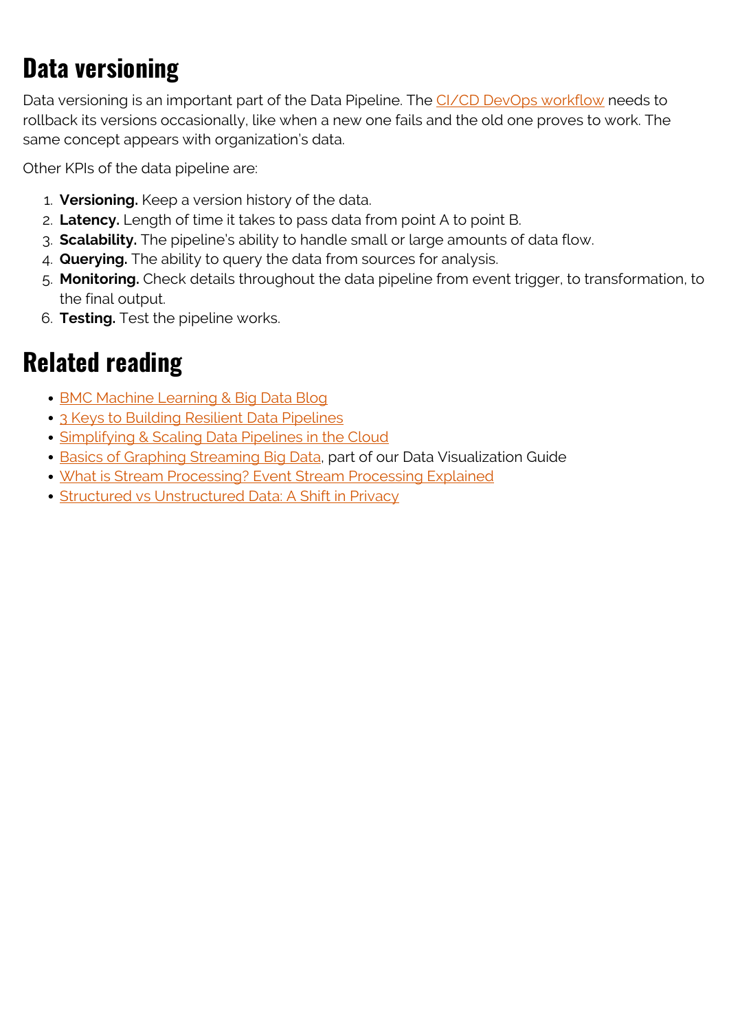## Data versioning

Data versioning is an important part of the Data Pipeline. The CI/CD DevOps workflow needs to rollback its versions occasionally, like when a new one fails and the old one proves to work. The same concept appears with organization's data.

Other KPIs of the data pipeline are:

1. **Versioning.** Keep a version history of the data.
2. **Latency.** Length of time it takes to pass data from point A to point B.
3. **Scalability.** The pipeline's ability to handle small or large amounts of data flow.
4. **Querying.** The ability to query the data from sources for analysis.
5. **Monitoring.** Check details throughout the data pipeline from event trigger, to transformation, to the final output.
6. **Testing.** Test the pipeline works.

## Related reading

- BMC Machine Learning & Big Data Blog
- 3 Keys to Building Resilient Data Pipelines
- Simplifying & Scaling Data Pipelines in the Cloud
- Basics of Graphing Streaming Big Data, part of our Data Visualization Guide
- What is Stream Processing? Event Stream Processing Explained
- Structured vs Unstructured Data: A Shift in Privacy